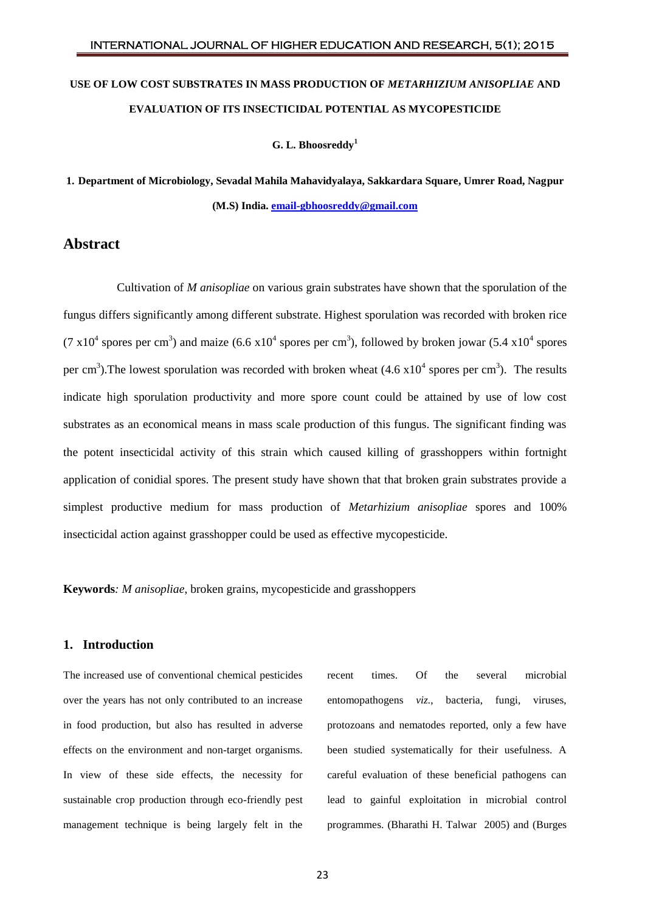# USE OF LOW COST SUBSTRATES IN MASS PRODUCTION OF *METARHIZIUM ANISOPLIAE* AND EVALUATION OF ITS INSECTICIDAL POTENTIAL AS MYCOPESTICIDE

**G. L. Bhoosreddy[1]**

**1. Department of Microbiology, Sevadal Mahila Mahavidyalaya, Sakkardara Square, Umrer Road, Nagpur (M.S) India. email-gbhoosreddy@gmail.com**

## Abstract

Cultivation of *M anisopliae* on various grain substrates have shown that the sporulation of the fungus differs significantly among different substrate. Highest sporulation was recorded with broken rice ($7 \times 10^4$ spores per $cm^3$) and maize ($6.6 \times 10^4$ spores per $cm^3$), followed by broken jowar ($5.4 \times 10^4$ spores per $cm^3$).The lowest sporulation was recorded with broken wheat ($4.6 \times 10^4$ spores per $cm^3$). The results indicate high sporulation productivity and more spore count could be attained by use of low cost substrates as an economical means in mass scale production of this fungus. The significant finding was the potent insecticidal activity of this strain which caused killing of grasshoppers within fortnight application of conidial spores. The present study have shown that that broken grain substrates provide a simplest productive medium for mass production of *Metarhizium anisopliae* spores and 100% insecticidal action against grasshopper could be used as effective mycopesticide.

**Keywords***:* *M anisopliae*, broken grains, mycopesticide and grasshoppers

## 1. Introduction

The increased use of conventional chemical pesticides over the years has not only contributed to an increase in food production, but also has resulted in adverse effects on the environment and non-target organisms. In view of these side effects, the necessity for sustainable crop production through eco-friendly pest management technique is being largely felt in the recent times. Of the several microbial entomopathogens *viz.*, bacteria, fungi, viruses, protozoans and nematodes reported, only a few have been studied systematically for their usefulness. A careful evaluation of these beneficial pathogens can lead to gainful exploitation in microbial control programmes. (Bharathi H. Talwar 2005) and (Burges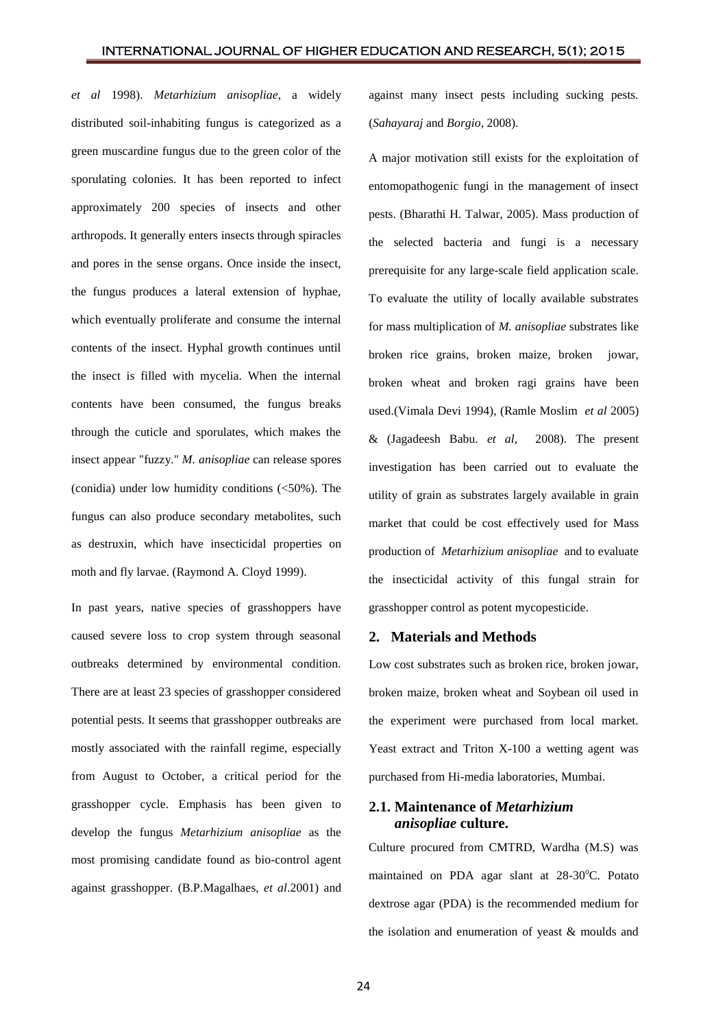*et al* 1998). *Metarhizium anisopliae*, a widely distributed soil-inhabiting fungus is categorized as a green muscardine fungus due to the green color of the sporulating colonies. It has been reported to infect approximately 200 species of insects and other arthropods. It generally enters insects through spiracles and pores in the sense organs. Once inside the insect, the fungus produces a lateral extension of hyphae, which eventually proliferate and consume the internal contents of the insect. Hyphal growth continues until the insect is filled with mycelia. When the internal contents have been consumed, the fungus breaks through the cuticle and sporulates, which makes the insect appear "fuzzy." *M. anisopliae* can release spores (conidia) under low humidity conditions (<50%). The fungus can also produce secondary metabolites, such as destruxin, which have insecticidal properties on moth and fly larvae. (Raymond A. Cloyd 1999).

In past years, native species of grasshoppers have caused severe loss to crop system through seasonal outbreaks determined by environmental condition. There are at least 23 species of grasshopper considered potential pests. It seems that grasshopper outbreaks are mostly associated with the rainfall regime, especially from August to October, a critical period for the grasshopper cycle. Emphasis has been given to develop the fungus *Metarhizium anisopliae* as the most promising candidate found as bio-control agent against grasshopper. (B.P.Magalhaes, *et al*.2001) and against many insect pests including sucking pests. (*Sahayaraj* and *Borgio*, 2008).

A major motivation still exists for the exploitation of entomopathogenic fungi in the management of insect pests. (Bharathi H. Talwar, 2005). Mass production of the selected bacteria and fungi is a necessary prerequisite for any large-scale field application scale. To evaluate the utility of locally available substrates for mass multiplication of *M. anisopliae* substrates like broken rice grains, broken maize, broken jowar, broken wheat and broken ragi grains have been used.(Vimala Devi 1994), (Ramle Moslim *et al* 2005) & (Jagadeesh Babu. *et al*, 2008). The present investigation has been carried out to evaluate the utility of grain as substrates largely available in grain market that could be cost effectively used for Mass production of *Metarhizium anisopliae* and to evaluate the insecticidal activity of this fungal strain for grasshopper control as potent mycopesticide.

## 2. Materials and Methods

Low cost substrates such as broken rice, broken jowar, broken maize, broken wheat and Soybean oil used in the experiment were purchased from local market. Yeast extract and Triton X-100 a wetting agent was purchased from Hi-media laboratories, Mumbai.

### 2.1. Maintenance of *Metarhizium anisopliae* culture.

Culture procured from CMTRD, Wardha (M.S) was maintained on PDA agar slant at 28-30$^{o}$C. Potato dextrose agar (PDA) is the recommended medium for the isolation and enumeration of yeast & moulds and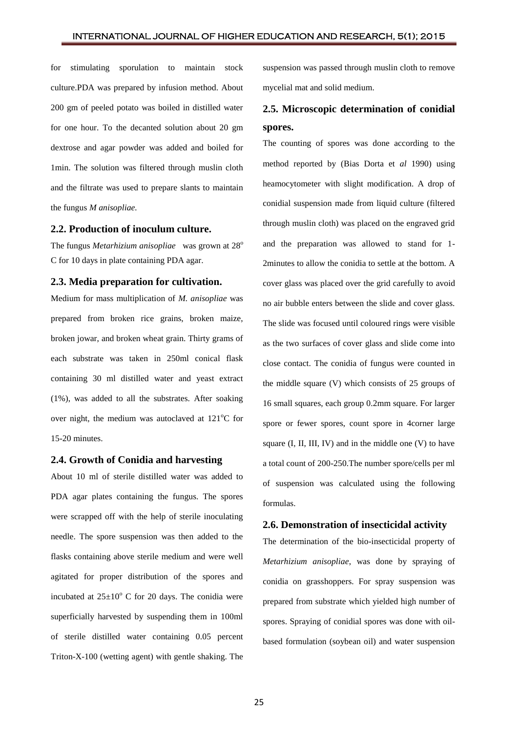for stimulating sporulation to maintain stock culture.PDA was prepared by infusion method. About 200 gm of peeled potato was boiled in distilled water for one hour. To the decanted solution about 20 gm dextrose and agar powder was added and boiled for 1min. The solution was filtered through muslin cloth and the filtrate was used to prepare slants to maintain the fungus *M anisopliae.*

### 2.2. Production of inoculum culture.

The fungus *Metarhizium anisopliae* was grown at 28$^{o}$ C for 10 days in plate containing PDA agar.

### 2.3. Media preparation for cultivation.

Medium for mass multiplication of *M. anisopliae* was prepared from broken rice grains, broken maize, broken jowar, and broken wheat grain. Thirty grams of each substrate was taken in 250ml conical flask containing 30 ml distilled water and yeast extract (1%), was added to all the substrates. After soaking over night, the medium was autoclaved at 121$^{o}$C for 15-20 minutes.

### 2.4. Growth of Conidia and harvesting

About 10 ml of sterile distilled water was added to PDA agar plates containing the fungus. The spores were scrapped off with the help of sterile inoculating needle. The spore suspension was then added to the flasks containing above sterile medium and were well agitated for proper distribution of the spores and incubated at 25±10$^{o}$ C for 20 days. The conidia were superficially harvested by suspending them in 100ml of sterile distilled water containing 0.05 percent Triton-X-100 (wetting agent) with gentle shaking. The suspension was passed through muslin cloth to remove mycelial mat and solid medium.

### 2.5. Microscopic determination of conidial spores.

The counting of spores was done according to the method reported by (Bias Dorta et *al* 1990) using heamocytometer with slight modification. A drop of conidial suspension made from liquid culture (filtered through muslin cloth) was placed on the engraved grid and the preparation was allowed to stand for 1-2minutes to allow the conidia to settle at the bottom. A cover glass was placed over the grid carefully to avoid no air bubble enters between the slide and cover glass. The slide was focused until coloured rings were visible as the two surfaces of cover glass and slide come into close contact. The conidia of fungus were counted in the middle square (V) which consists of 25 groups of 16 small squares, each group 0.2mm square. For larger spore or fewer spores, count spore in 4corner large square (I, II, III, IV) and in the middle one (V) to have a total count of 200-250.The number spore/cells per ml of suspension was calculated using the following formulas.

### 2.6. Demonstration of insecticidal activity

The determination of the bio-insecticidal property of *Metarhizium anisopliae*, was done by spraying of conidia on grasshoppers. For spray suspension was prepared from substrate which yielded high number of spores. Spraying of conidial spores was done with oil-based formulation (soybean oil) and water suspension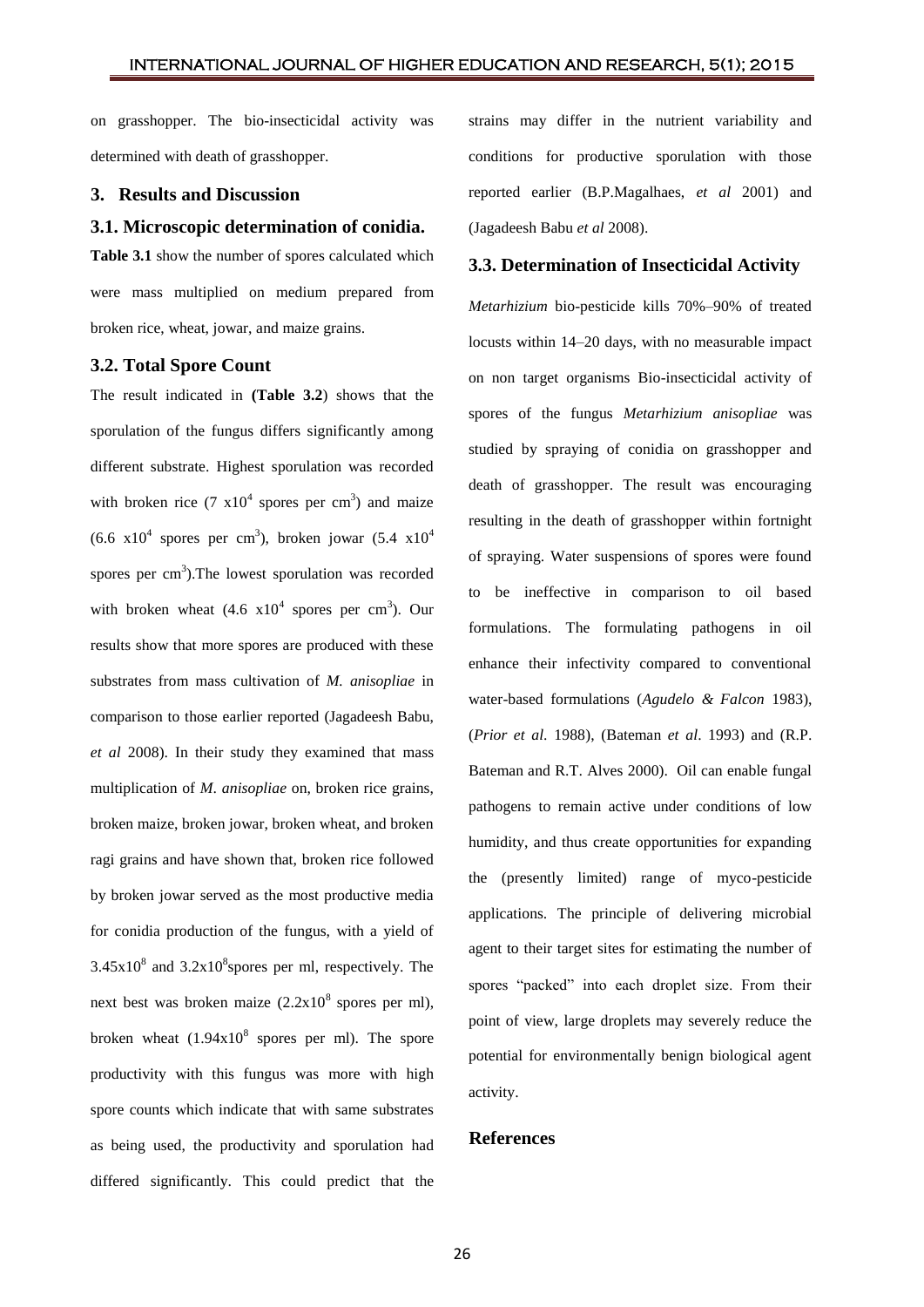on grasshopper. The bio-insecticidal activity was determined with death of grasshopper.

## 3. Results and Discussion

### 3.1. Microscopic determination of conidia.

**Table 3.1** show the number of spores calculated which were mass multiplied on medium prepared from broken rice, wheat, jowar, and maize grains.

### 3.2. Total Spore Count

The result indicated in **(Table 3.2**) shows that the sporulation of the fungus differs significantly among different substrate. Highest sporulation was recorded with broken rice ($7 \times 10^4$ spores per $cm^3$) and maize ($6.6 \times 10^4$ spores per $cm^3$), broken jowar ($5.4 \times 10^4$ spores per $cm^3$).The lowest sporulation was recorded with broken wheat ($4.6 \times 10^4$ spores per $cm^3$). Our results show that more spores are produced with these substrates from mass cultivation of *M. anisopliae* in comparison to those earlier reported (Jagadeesh Babu, *et al* 2008). In their study they examined that mass multiplication of *M*. *anisopliae* on, broken rice grains, broken maize, broken jowar, broken wheat, and broken ragi grains and have shown that, broken rice followed by broken jowar served as the most productive media for conidia production of the fungus, with a yield of $3.45 \times 10^8$ and $3.2 \times 10^8$spores per ml, respectively. The next best was broken maize ($2.2 \times 10^8$ spores per ml), broken wheat ($1.94 \times 10^8$ spores per ml). The spore productivity with this fungus was more with high spore counts which indicate that with same substrates as being used, the productivity and sporulation had differed significantly. This could predict that the strains may differ in the nutrient variability and conditions for productive sporulation with those reported earlier (B.P.Magalhaes, *et al* 2001) and (Jagadeesh Babu *et al* 2008).

### 3.3. Determination of Insecticidal Activity

*Metarhizium* bio-pesticide kills 70%–90% of treated locusts within 14–20 days, with no measurable impact on non target organisms Bio-insecticidal activity of spores of the fungus *Metarhizium anisopliae* was studied by spraying of conidia on grasshopper and death of grasshopper. The result was encouraging resulting in the death of grasshopper within fortnight of spraying. Water suspensions of spores were found to be ineffective in comparison to oil based formulations. The formulating pathogens in oil enhance their infectivity compared to conventional water-based formulations (*Agudelo & Falcon* 1983), (*Prior et al*. 1988), (Bateman *et al*. 1993) and (R.P. Bateman and R.T. Alves 2000). Oil can enable fungal pathogens to remain active under conditions of low humidity, and thus create opportunities for expanding the (presently limited) range of myco-pesticide applications. The principle of delivering microbial agent to their target sites for estimating the number of spores "packed" into each droplet size. From their point of view, large droplets may severely reduce the potential for environmentally benign biological agent activity.

## References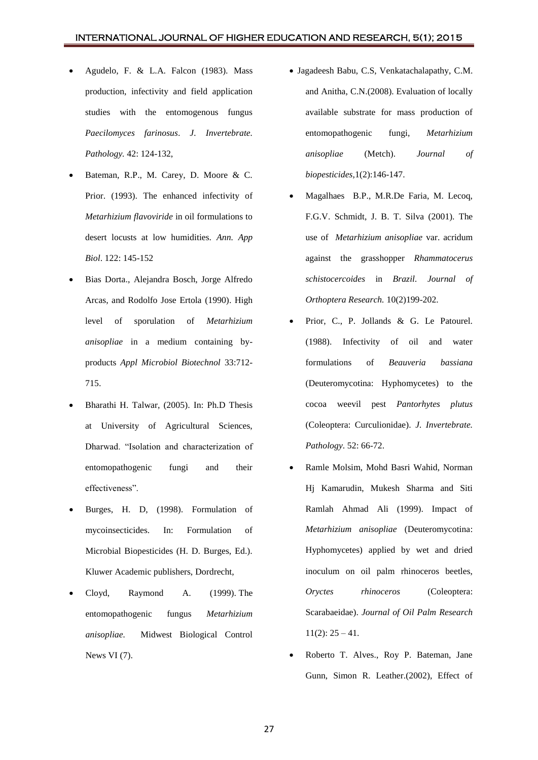- Agudelo, F. & L.A. Falcon (1983). Mass production, infectivity and field application studies with the entomogenous fungus *Paecilomyces farinosus*. *J. Invertebrate. Pathology.* 42: 124-132,
- Bateman, R.P., M. Carey, D. Moore & C. Prior. (1993). The enhanced infectivity of *Metarhizium flavoviride* in oil formulations to desert locusts at low humidities. *Ann. App Biol*. 122: 145-152
- Bias Dorta., Alejandra Bosch, Jorge Alfredo Arcas, and Rodolfo Jose Ertola (1990). High level of sporulation of *Metarhizium anisopliae* in a medium containing by-products *Appl Microbiol Biotechnol* 33:712-715.
- Bharathi H. Talwar, (2005). In: Ph.D Thesis at University of Agricultural Sciences, Dharwad. "Isolation and characterization of entomopathogenic fungi and their effectiveness".
- Burges, H. D, (1998). Formulation of mycoinsecticides. In: Formulation of Microbial Biopesticides (H. D. Burges, Ed.). Kluwer Academic publishers, Dordrecht,
- Cloyd, Raymond A. (1999). The entomopathogenic fungus *Metarhizium anisopliae.* Midwest Biological Control News VI (7).
- Jagadeesh Babu, C.S, Venkatachalapathy, C.M. and Anitha, C.N.(2008). Evaluation of locally available substrate for mass production of entomopathogenic fungi, *Metarhizium anisopliae* (Metch). *Journal of biopesticides*,1(2):146-147.
- Magalhaes B.P., M.R.De Faria, M. Lecoq, F.G.V. Schmidt, J. B. T. Silva (2001). The use of *Metarhizium anisopliae* var. acridum against the grasshopper *Rhammatocerus schistocercoides* in *Brazil*. *Journal of Orthoptera Research.* 10(2)199-202.
- Prior, C., P. Jollands & G. Le Patourel. (1988). Infectivity of oil and water formulations of *Beauveria bassiana* (Deuteromycotina: Hyphomycetes) to the cocoa weevil pest *Pantorhytes plutus* (Coleoptera: Curculionidae). *J. Invertebrate. Pathology*. 52: 66-72.
- Ramle Molsim, Mohd Basri Wahid, Norman Hj Kamarudin, Mukesh Sharma and Siti Ramlah Ahmad Ali (1999). Impact of *Metarhizium anisopliae* (Deuteromycotina: Hyphomycetes) applied by wet and dried inoculum on oil palm rhinoceros beetles, *Oryctes rhinoceros* (Coleoptera: Scarabaeidae). *Journal of Oil Palm Research* 11(2): 25 – 41.
- Roberto T. Alves., Roy P. Bateman, Jane Gunn, Simon R. Leather.(2002), Effect of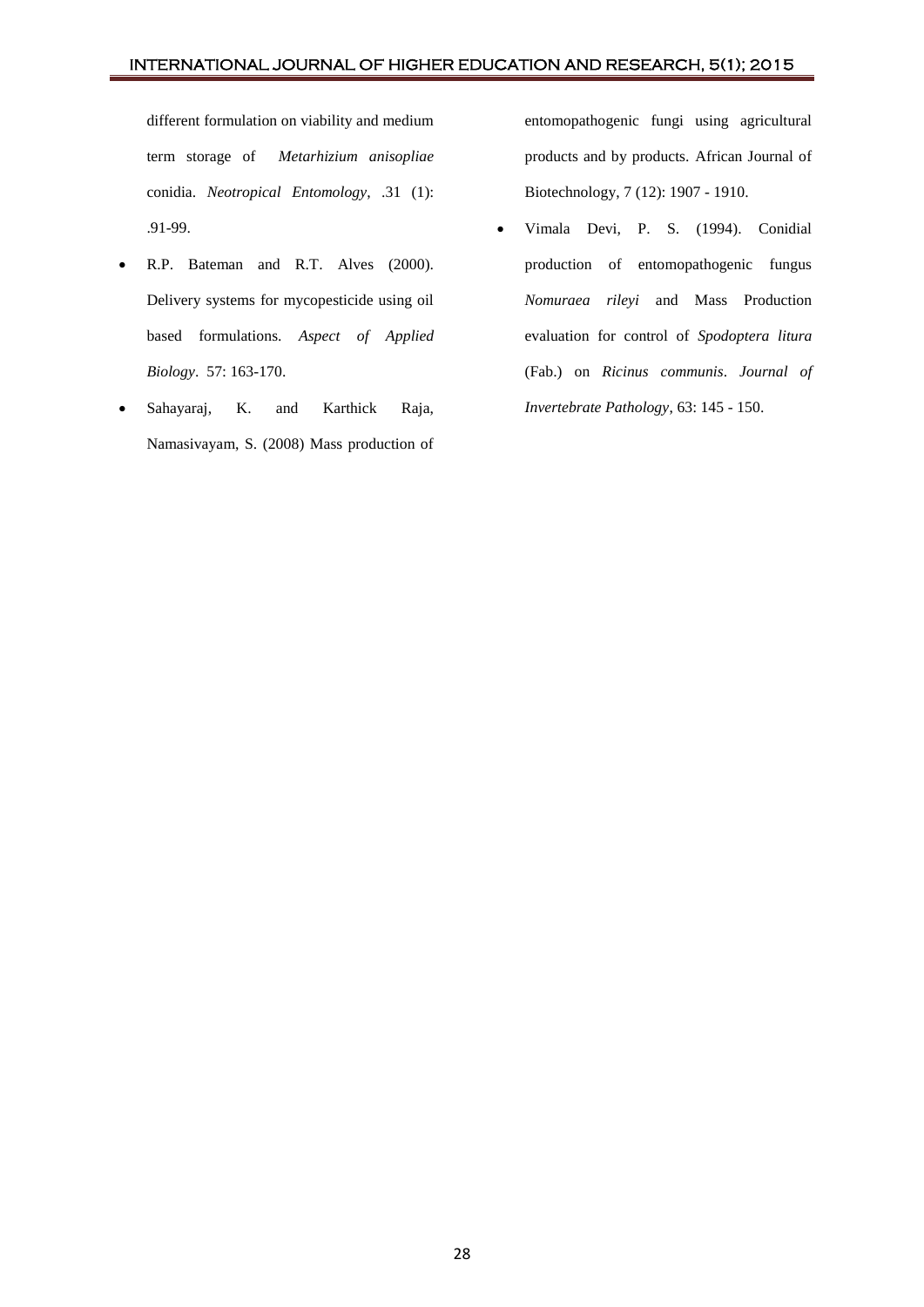different formulation on viability and medium term storage of *Metarhizium anisopliae* conidia. *Neotropical Entomology*, .31 (1): .91-99.

- R.P. Bateman and R.T. Alves (2000). Delivery systems for mycopesticide using oil based formulations. *Aspect of Applied Biology*. 57: 163-170.
- Sahayaraj, K. and Karthick Raja, Namasivayam, S. (2008) Mass production of entomopathogenic fungi using agricultural products and by products. African Journal of Biotechnology, 7 (12): 1907 - 1910.
- Vimala Devi, P. S. (1994). Conidial production of entomopathogenic fungus *Nomuraea rileyi* and Mass Production evaluation for control of *Spodoptera litura* (Fab.) on *Ricinus communis*. *Journal of Invertebrate Pathology*, 63: 145 - 150.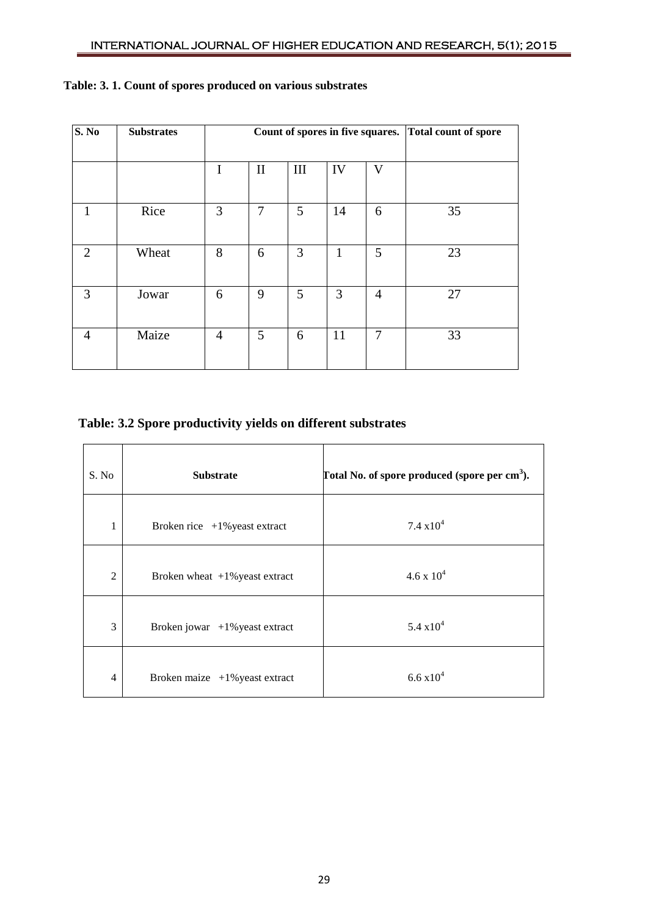**Table: 3. 1. Count of spores produced on various substrates**

| S. No | Substrates | Count of spores in five squares. | | | | | Total count of spore |
|---|---|---|---|---|---|---|---|
| | | I | II | III | IV | V | |
| 1 | Rice | 3 | 7 | 5 | 14 | 6 | 35 |
| 2 | Wheat | 8 | 6 | 3 | 1 | 5 | 23 |
| 3 | Jowar | 6 | 9 | 5 | 3 | 4 | 27 |
| 4 | Maize | 4 | 5 | 6 | 11 | 7 | 33 |

**Table: 3.2 Spore productivity yields on different substrates**

| S. No | Substrate | Total No. of spore produced (spore per $cm^3$). |
|---|---|---|
| 1 | Broken rice +1%yeast extract | $7.4 \times 10^4$ |
| 2 | Broken wheat +1%yeast extract | $4.6 \times 10^4$ |
| 3 | Broken jowar +1%yeast extract | $5.4 \times 10^4$ |
| 4 | Broken maize +1%yeast extract | $6.6 \times 10^4$ |